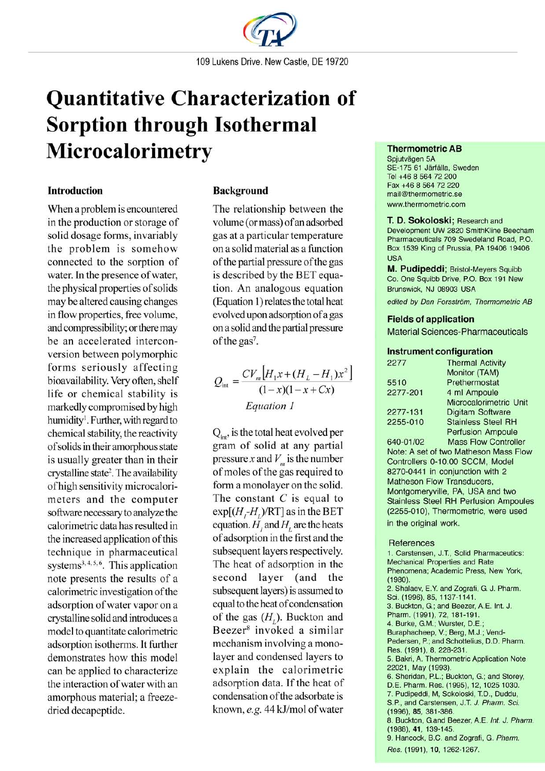109 Lukens Drive. New Castle, DE 19720

# Quantitative Characterization of Sorption through Isothermal Microcalorimetry

## Introduction

When a problem is encountered in the production or storage of solid dosage forms, invariably the problem is somehow connected to the sorption of water. In the presence of water, the physical properties of solids may be altered causing changes in flow properties, free volume, and compressibility; or there may be an accelerated interconversion between polymorphic forms seriously affecting bioavailability. Very often, shelf life or chemical stability is markedly compromised by high humidity[1]. Further, with regard to chemical stability, the reactivity of solids in their amorphous state is usually greater than in their crystalline state[2]. The availability of high sensitivity microcalorimeters and the computer software necessary to analyze the calorimetric data has resulted in the increased application of this technique in pharmaceutical systems[3,4,5,6]. This application note presents the results of a calorimetric investigation of the adsorption of water vapor on a crystalline solid and introduces a model to quantitate calorimetric adsorption isotherms. It further demonstrates how this model can be applied to characterize the interaction of water with an amorphous material; a freeze-dried decapeptide.

## Background

The relationship between the volume (or mass) of an adsorbed gas at a particular temperature on a solid material as a function of the partial pressure of the gas is described by the BET equation. An analogous equation (Equation 1) relates the total heat evolved upon adsorption of a gas on a solid and the partial pressure of the gas[7].

$$Q_{\text{int}} = \frac{CV_m\left[H_1 x + (H_L - H_1)x^2\right]}{(1-x)(1-x+Cx)}$$

*Equation 1*

$Q_{\text{int}}$, is the total heat evolved per gram of solid at any partial pressure $x$ and $V_m$ is the number of moles of the gas required to form a monolayer on the solid. The constant $C$ is equal to $\exp[(H_l - H_L)/RT]$ as in the BET equation. $H_l$ and $H_L$ are the heats of adsorption in the first and the subsequent layers respectively. The heat of adsorption in the second layer (and the subsequent layers) is assumed to equal to the heat of condensation of the gas ($H_L$). Buckton and Beezer[8] invoked a similar mechanism involving a monolayer and condensed layers to explain the calorimetric adsorption data. If the heat of condensation of the adsorbate is known, *e.g.* 44 kJ/mol of water

**Thermometric AB**
Spjutvägen 5A
SE-175 61 Järfälla, Sweden
Tel +46 8 564 72 200
Fax +46 8 564 72 220
mail@thermometric.se
www.thermometric.com

**T. D. Sokoloski**; Research and Development UW 2820 SmithKline Beecham Pharmaceuticals 709 Swedeland Road, P.O. Box 1539 King of Prussia, PA 19406 19406 USA

**M. Pudipeddi**; Bristol-Meyers Squibb Co. One Squibb Drive, P.O. Box 191 New Brunswick, NJ 08903 USA

*edited by Dan Forsström, Thermometric AB*

### Fields of application

Material Sciences-Pharmaceuticals

### Instrument configuration

| | |
|---|---|
| 2277 | Thermal Activity Monitor (TAM) |
| 5510 | Prethermostat |
| 2277-201 | 4 ml Ampoule Microcalorimetric Unit |
| 2277-131 | Digitam Software |
| 2255-010 | Stainless Steel RH Perfusion Ampoule |
| 640-01/02 | Mass Flow Controller |

Note: A set of two Matheson Mass Flow Controllers 0-10.00 SCCM, Model 8270-0441 in conjunction with 2 Matheson Flow Transducers, Montgomeryville, PA, USA and two Stainless Steel RH Perfusion Ampoules (2255-010), Thermometric, were used in the original work.

### References

1. Carstensen, J.T., Solid Pharmaceutics: Mechanical Properties and Rate Phenomena; Academic Press, New York, (1980).
2. Shalaev, E.Y. and Zografi, G. J. Pharm. Sci. (1996), 85, 1137-1141.
3. Buckton, G.; and Beezer, A.E. Int. J. Pharm. (1991), 72, 181-191.
4. Burke, G.M.; Wurster, D.E.; Buraphacheep, V.; Berg, M.J.; Vend-Pedersen, P.; and Schottelius, D.D. Pharm. Res. (1991), 8, 228-231.
5. Bakri, A. Thermometric Application Note 22021, May (1993).
6. Sheridan, P.L.; Buckton, G.; and Storey, D.E. Pharm. Res. (1995), 12, 1025 1030.
7. Pudipeddi, M, Sokoloski, T.D., Duddu, S.P., and Carstensen, J.T. *J. Pharm. Sci.* (1996), **85**, 381-386.
8. Buckton, G.and Beezer, A.E. *Int. J. Pharm.* (1988), **41**, 139-145.
9. Hancock, B.C. and Zografi, G. *Pharm. Res.* (1991), **10**, 1262-1267.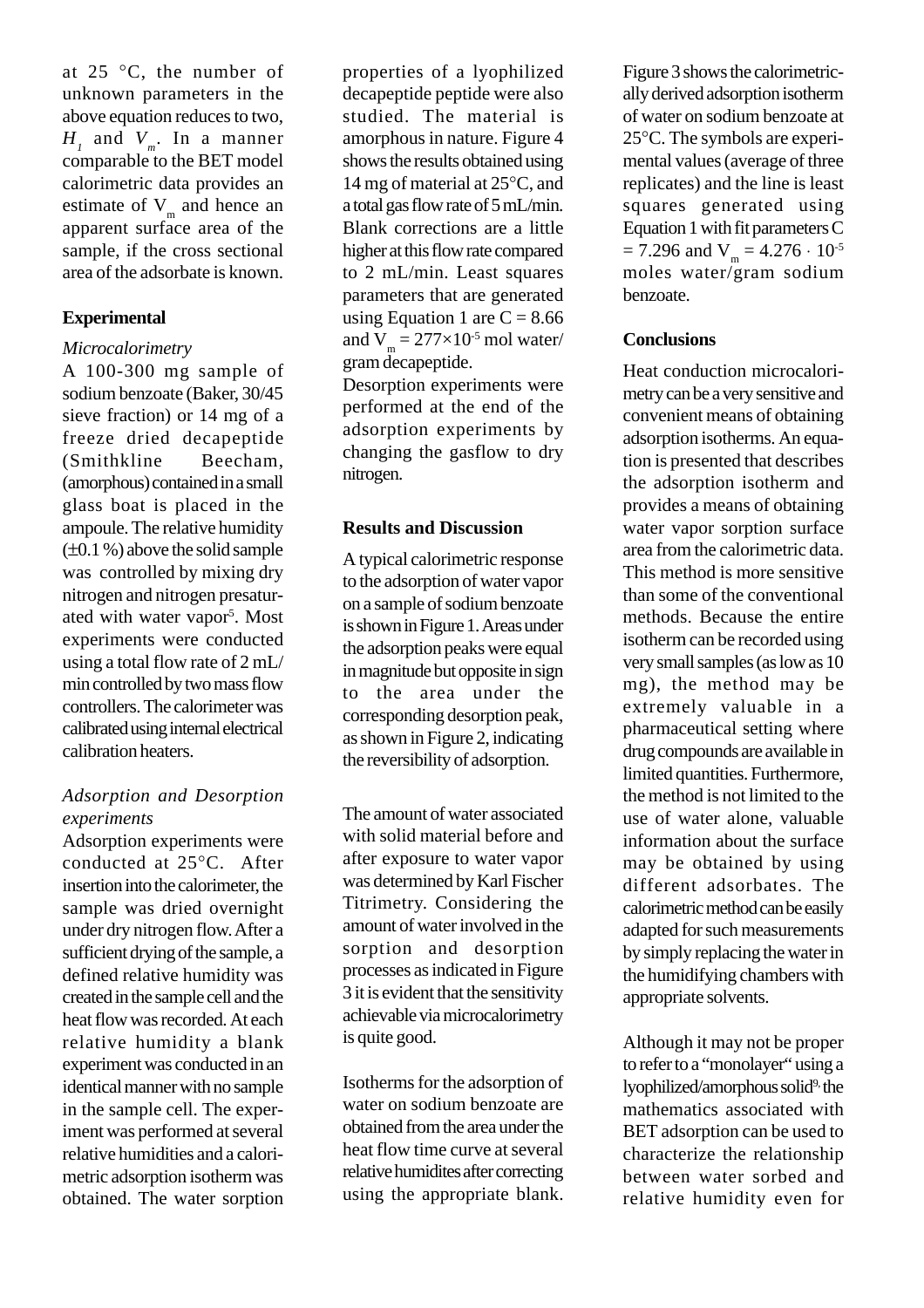at 25 °C, the number of unknown parameters in the above equation reduces to two, $H_1$ and $V_m$. In a manner comparable to the BET model calorimetric data provides an estimate of $V_m$ and hence an apparent surface area of the sample, if the cross sectional area of the adsorbate is known.

## Experimental

### *Microcalorimetry*

A 100-300 mg sample of sodium benzoate (Baker, 30/45 sieve fraction) or 14 mg of a freeze dried decapeptide (Smithkline Beecham, (amorphous) contained in a small glass boat is placed in the ampoule. The relative humidity (±0.1 %) above the solid sample was controlled by mixing dry nitrogen and nitrogen presaturated with water vapor[5]. Most experiments were conducted using a total flow rate of 2 mL/min controlled by two mass flow controllers. The calorimeter was calibrated using internal electrical calibration heaters.

### *Adsorption and Desorption experiments*

Adsorption experiments were conducted at 25°C. After insertion into the calorimeter, the sample was dried overnight under dry nitrogen flow. After a sufficient drying of the sample, a defined relative humidity was created in the sample cell and the heat flow was recorded. At each relative humidity a blank experiment was conducted in an identical manner with no sample in the sample cell. The experiment was performed at several relative humidities and a calorimetric adsorption isotherm was obtained. The water sorption properties of a lyophilized decapeptide peptide were also studied. The material is amorphous in nature. Figure 4 shows the results obtained using 14 mg of material at 25°C, and a total gas flow rate of 5 mL/min. Blank corrections are a little higher at this flow rate compared to 2 mL/min. Least squares parameters that are generated using Equation 1 are C = 8.66 and $V_m = 277 \times 10^{-5}$ mol water/gram decapeptide.

Desorption experiments were performed at the end of the adsorption experiments by changing the gasflow to dry nitrogen.

## Results and Discussion

A typical calorimetric response to the adsorption of water vapor on a sample of sodium benzoate is shown in Figure 1. Areas under the adsorption peaks were equal in magnitude but opposite in sign to the area under the corresponding desorption peak, as shown in Figure 2, indicating the reversibility of adsorption.

The amount of water associated with solid material before and after exposure to water vapor was determined by Karl Fischer Titrimetry. Considering the amount of water involved in the sorption and desorption processes as indicated in Figure 3 it is evident that the sensitivity achievable via microcalorimetry is quite good.

Isotherms for the adsorption of water on sodium benzoate are obtained from the area under the heat flow time curve at several relative humidites after correcting using the appropriate blank. Figure 3 shows the calorimetrically derived adsorption isotherm of water on sodium benzoate at 25°C. The symbols are experimental values (average of three replicates) and the line is least squares generated using Equation 1 with fit parameters C = 7.296 and $V_m = 4.276 \cdot 10^{-5}$ moles water/gram sodium benzoate.

## Conclusions

Heat conduction microcalorimetry can be a very sensitive and convenient means of obtaining adsorption isotherms. An equation is presented that describes the adsorption isotherm and provides a means of obtaining water vapor sorption surface area from the calorimetric data. This method is more sensitive than some of the conventional methods. Because the entire isotherm can be recorded using very small samples (as low as 10 mg), the method may be extremely valuable in a pharmaceutical setting where drug compounds are available in limited quantities. Furthermore, the method is not limited to the use of water alone, valuable information about the surface may be obtained by using different adsorbates. The calorimetric method can be easily adapted for such measurements by simply replacing the water in the humidifying chambers with appropriate solvents.

Although it may not be proper to refer to a "monolayer" using a lyophilized/amorphous solid[9], the mathematics associated with BET adsorption can be used to characterize the relationship between water sorbed and relative humidity even for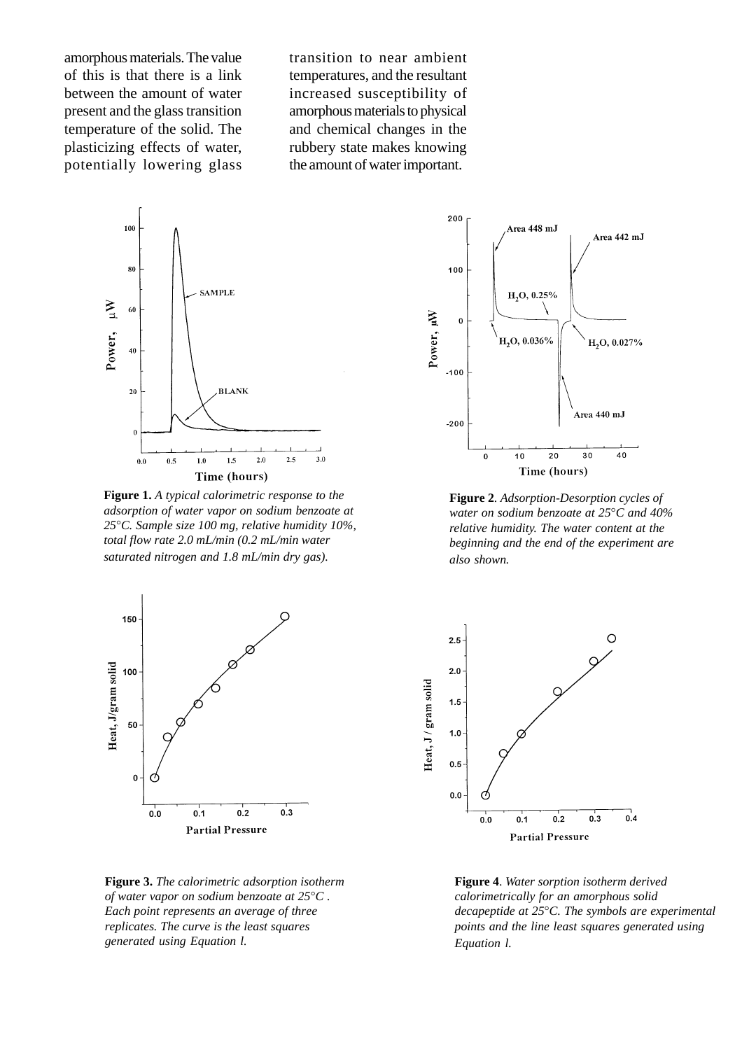amorphous materials. The value of this is that there is a link between the amount of water present and the glass transition temperature of the solid. The plasticizing effects of water, potentially lowering glass transition to near ambient temperatures, and the resultant increased susceptibility of amorphous materials to physical and chemical changes in the rubbery state makes knowing the amount of water important.

Power, μW

100
80
60
40
20
0

SAMPLE
BLANK

0.0 0.5 1.0 1.5 2.0 2.5 3.0

Time (hours)

**Figure 1.** *A typical calorimetric response to the adsorption of water vapor on sodium benzoate at 25°C. Sample size 100 mg, relative humidity 10%, total flow rate 2.0 mL/min (0.2 mL/min water saturated nitrogen and 1.8 mL/min dry gas).*

Power, μW

200
100
0
-100
-200

Area 448 mJ
Area 442 mJ
$H_2O$, 0.25%
$H_2O$, 0.036%
$H_2O$, 0.027%
Area 440 mJ

0 10 20 30 40

Time (hours)

**Figure 2**. *Adsorption-Desorption cycles of water on sodium benzoate at 25°C and 40% relative humidity. The water content at the beginning and the end of the experiment are also shown.*

Heat, J/gram solid

150
100
50
0

0.0 0.1 0.2 0.3

Partial Pressure

**Figure 3.** *The calorimetric adsorption isotherm of water vapor on sodium benzoate at 25°C . Each point represents an average of three replicates. The curve is the least squares generated using Equation l.*

Heat, J / gram solid

2.5
2.0
1.5
1.0
0.5
0.0

0.0 0.1 0.2 0.3 0.4

Partial Pressure

**Figure 4**. *Water sorption isotherm derived calorimetrically for an amorphous solid decapeptide at 25°C. The symbols are experimental points and the line least squares generated using Equation l.*